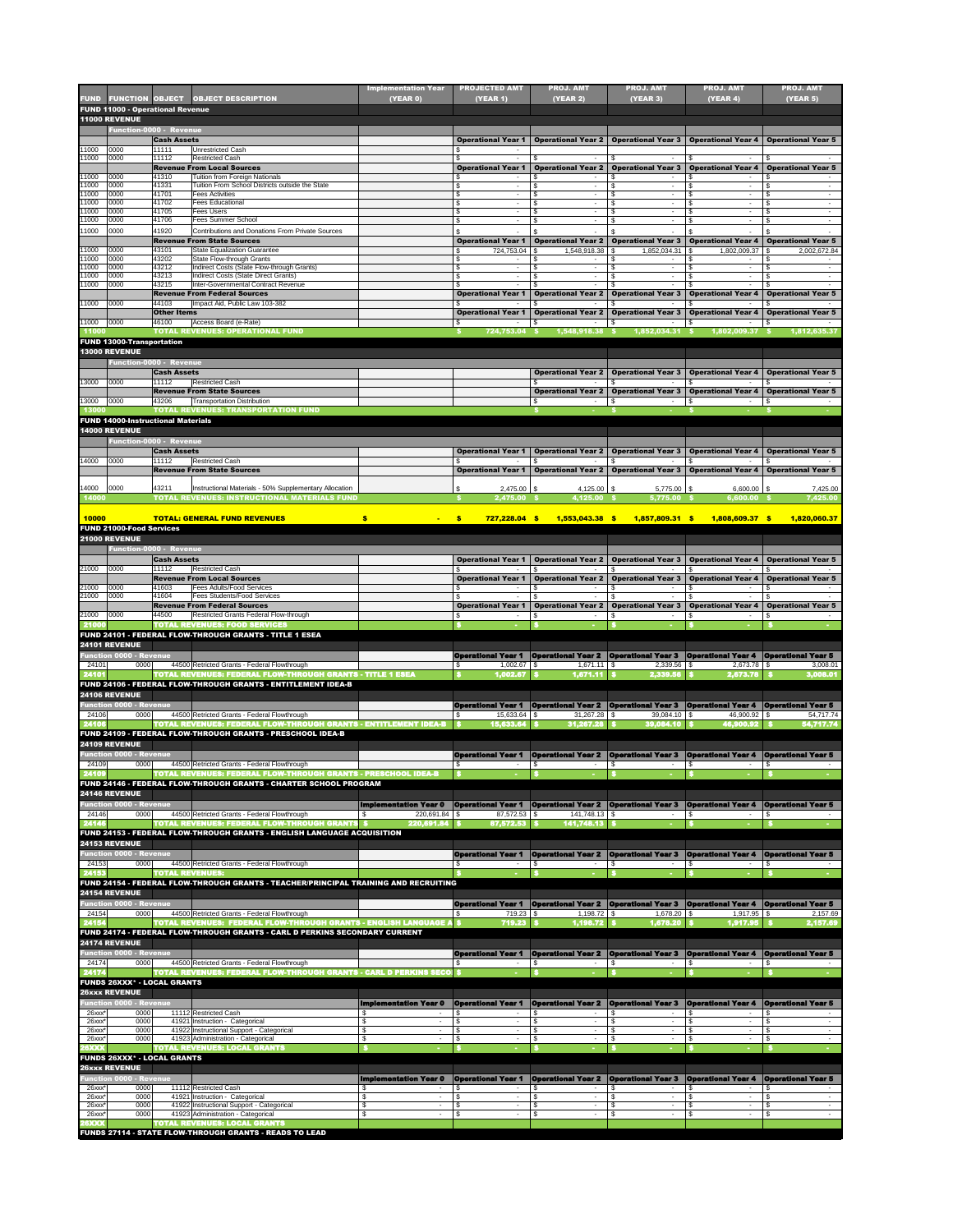| FUND | FUNCTION | OBJECT | OBJECT DESCRIPTION | Implementation Year (YEAR 0) | PROJECTED AMT (YEAR 1) | PROJ. AMT (YEAR 2) | PROJ. AMT (YEAR 3) | PROJ. AMT (YEAR 4) | PROJ. AMT (YEAR 5) |
|---|---|---|---|---|---|---|---|---|---|
| **FUND 11000 - Operational Revenue** | | | | | | | | | |
| **11000 REVENUE** | | | | | | | | | |
| | **Function-0000 - Revenue** | | | | | | | | |
| | | **Cash Assets** | | | Operational Year 1 | Operational Year 2 | Operational Year 3 | Operational Year 4 | Operational Year 5 |
| 11000 | 0000 | 11111 | Unrestricted Cash | | $ - | | | | |
| 11000 | 0000 | 11112 | Restricted Cash | | $ - | $ - | $ - | $ - | $ - |
| | | **Revenue From Local Sources** | | | Operational Year 1 | Operational Year 2 | Operational Year 3 | Operational Year 4 | Operational Year 5 |
| 11000 | 0000 | 41310 | Tuition from Foreign Nationals | | $ - | $ - | $ - | $ - | $ - |
| 11000 | 0000 | 41331 | Tuition From School Districts outside the State | | $ - | $ - | $ - | $ - | $ - |
| 11000 | 0000 | 41701 | Fees Activities | | $ - | $ - | $ - | $ - | $ - |
| 11000 | 0000 | 41702 | Fees Educational | | $ - | $ - | $ - | $ - | $ - |
| 11000 | 0000 | 41705 | Fees Users | | $ - | $ - | $ - | $ - | $ - |
| 11000 | 0000 | 41706 | Fees Summer School | | $ - | $ - | $ - | $ - | $ - |
| 11000 | 0000 | 41920 | Contributions and Donations From Private Sources | | $ - | $ - | $ - | $ - | $ - |
| | | **Revenue From State Sources** | | | Operational Year 1 | Operational Year 2 | Operational Year 3 | Operational Year 4 | Operational Year 5 |
| 11000 | 0000 | 43101 | State Equalization Guarantee | | $ 724,753.04 | $ 1,548,918.38 | $ 1,852,034.31 | $ 1,802,009.37 | $ 2,002,672.84 |
| 11000 | 0000 | 43202 | State Flow-through Grants | | $ - | $ - | $ - | $ - | $ - |
| 11000 | 0000 | 43212 | Indirect Costs (State Flow-through Grants) | | $ - | $ - | $ - | $ - | $ - |
| 11000 | 0000 | 43213 | Indirect Costs (State Direct Grants) | | $ - | $ - | $ - | $ - | $ - |
| 11000 | 0000 | 43215 | Inter-Governmental Contract Revenue | | $ - | $ - | $ - | $ - | $ - |
| | | **Revenue From Federal Sources** | | | Operational Year 1 | Operational Year 2 | Operational Year 3 | Operational Year 4 | Operational Year 5 |
| 11000 | 0000 | 44103 | Impact Aid, Public Law 103-382 | | $ - | $ - | $ - | $ - | $ - |
| | | **Other Items** | | | Operational Year 1 | Operational Year 2 | Operational Year 3 | Operational Year 4 | Operational Year 5 |
| 11000 | 0000 | 46100 | Access Board (e-Rate) | | $ - | $ - | $ - | $ - | $ - |
| **11000** | | **TOTAL REVENUES: OPERATIONAL FUND** | | | **$ 724,753.04** | **$ 1,548,918.38** | **$ 1,852,034.31** | **$ 1,802,009.37** | **$ 1,812,635.37** |
| **FUND 13000-Transportation** | | | | | | | | | |
| **13000 REVENUE** | | | | | | | | | |
| | **Function-0000 - Revenue** | | | | | | | | |
| | | **Cash Assets** | | | | Operational Year 2 | Operational Year 3 | Operational Year 4 | Operational Year 5 |
| 13000 | 0000 | 11112 | Restricted Cash | | | $ - | $ - | $ - | $ - |
| | | **Revenue From State Sources** | | | | Operational Year 2 | Operational Year 3 | Operational Year 4 | Operational Year 5 |
| 13000 | 0000 | 43206 | Transportation Distribution | | | $ - | $ - | $ - | $ - |
| **13000** | | **TOTAL REVENUES: TRANSPORTATION FUND** | | | | **$ -** | **$ -** | **$ -** | **$ -** |
| **FUND 14000-Instructional Materials** | | | | | | | | | |
| **14000 REVENUE** | | | | | | | | | |
| | **Function-0000 - Revenue** | | | | | | | | |
| | | **Cash Assets** | | | Operational Year 1 | Operational Year 2 | Operational Year 3 | Operational Year 4 | Operational Year 5 |
| 14000 | 0000 | 11112 | Restricted Cash | | $ - | $ - | $ - | $ - | $ - |
| | | **Revenue From State Sources** | | | Operational Year 1 | Operational Year 2 | Operational Year 3 | Operational Year 4 | Operational Year 5 |
| 14000 | 0000 | 43211 | Instructional Materials - 50% Supplementary Allocation | | $ 2,475.00 | $ 4,125.00 | $ 5,775.00 | $ 6,600.00 | $ 7,425.00 |
| **14000** | | **TOTAL REVENUES: INSTRUCTIONAL MATERIALS FUND** | | | **$ 2,475.00** | **$ 4,125.00** | **$ 5,775.00** | **$ 6,600.00** | **$ 7,425.00** |
| **10000** | | **TOTAL: GENERAL FUND REVENUES** | | **$ -** | **$ 727,228.04** | **$ 1,553,043.38** | **$ 1,857,809.31** | **$ 1,808,609.37** | **$ 1,820,060.37** |
| **FUND 21000-Food Services** | | | | | | | | | |
| **21000 REVENUE** | | | | | | | | | |
| | **Function-0000 - Revenue** | | | | | | | | |
| | | **Cash Assets** | | | Operational Year 1 | Operational Year 2 | Operational Year 3 | Operational Year 4 | Operational Year 5 |
| 21000 | 0000 | 11112 | Restricted Cash | | $ - | $ - | $ - | $ - | $ - |
| | | **Revenue From Local Sources** | | | Operational Year 1 | Operational Year 2 | Operational Year 3 | Operational Year 4 | Operational Year 5 |
| 21000 | 0000 | 41603 | Fees Adults/Food Services | | $ - | $ - | $ - | $ - | $ - |
| 21000 | 0000 | 41604 | Fees Students/Food Services | | $ - | $ - | $ - | $ - | $ - |
| | | **Revenue From Federal Sources** | | | Operational Year 1 | Operational Year 2 | Operational Year 3 | Operational Year 4 | Operational Year 5 |
| 21000 | 0000 | 44500 | Restricted Grants Federal Flow-through | | $ - | $ - | $ - | $ - | $ - |
| **21000** | | **TOTAL REVENUES: FOOD SERVICES** | | | **$ -** | **$ -** | **$ -** | **$ -** | **$ -** |
| **FUND 24101 - FEDERAL FLOW-THROUGH GRANTS - TITLE 1 ESEA** | | | | | | | | | |
| **24101 REVENUE** | | | | | | | | | |
| **Function 0000 - Revenue** | | | | | Operational Year 1 | Operational Year 2 | Operational Year 3 | Operational Year 4 | Operational Year 5 |
| 24101 | 0000 | 44500 | Retricted Grants - Federal Flowthrough | | $ 1,002.67 | $ 1,671.11 | $ 2,339.56 | $ 2,673.78 | $ 3,008.01 |
| **24101** | | **TOTAL REVENUES: FEDERAL FLOW-THROUGH GRANTS - TITLE 1 ESEA** | | | **$ 1,002.67** | **$ 1,671.11** | **$ 2,339.56** | **$ 2,673.78** | **$ 3,008.01** |
| **FUND 24106 - FEDERAL FLOW-THROUGH GRANTS - ENTITLEMENT IDEA-B** | | | | | | | | | |
| **24106 REVENUE** | | | | | | | | | |
| **Function 0000 - Revenue** | | | | | Operational Year 1 | Operational Year 2 | Operational Year 3 | Operational Year 4 | Operational Year 5 |
| 24106 | 0000 | 44500 | Retricted Grants - Federal Flowthrough | | $ 15,633.64 | $ 31,267.28 | $ 39,084.10 | $ 46,900.92 | $ 54,717.74 |
| **24106** | | **TOTAL REVENUES: FEDERAL FLOW-THROUGH GRANTS - ENTITLEMENT IDEA-B** | | | **$ 15,633.64** | **$ 31,267.28** | **$ 39,084.10** | **$ 46,900.92** | **$ 54,717.74** |
| **FUND 24109 - FEDERAL FLOW-THROUGH GRANTS - PRESCHOOL IDEA-B** | | | | | | | | | |
| **24109 REVENUE** | | | | | | | | | |
| **Function 0000 - Revenue** | | | | | Operational Year 1 | Operational Year 2 | Operational Year 3 | Operational Year 4 | Operational Year 5 |
| 24109 | 0000 | 44500 | Retricted Grants - Federal Flowthrough | | $ - | $ - | $ - | $ - | $ - |
| **24109** | | **TOTAL REVENUES: FEDERAL FLOW-THROUGH GRANTS - PRESCHOOL IDEA-B** | | | **$ -** | **$ -** | **$ -** | **$ -** | **$ -** |
| **FUND 24146 - FEDERAL FLOW-THROUGH GRANTS - CHARTER SCHOOL PROGRAM** | | | | | | | | | |
| **24146 REVENUE** | | | | | | | | | |
| **Function 0000 - Revenue** | | | | Implementation Year 0 | Operational Year 1 | Operational Year 2 | Operational Year 3 | Operational Year 4 | Operational Year 5 |
| 24146 | 0000 | 44500 | Retricted Grants - Federal Flowthrough | $ 220,691.84 | $ 87,572.53 | $ 141,748.13 | $ - | $ - | $ - |
| **24146** | | **TOTAL REVENUES: FEDERAL FLOW-THROUGH GRANTS** | | **$ 220,691.84** | **$ 87,572.53** | **$ 141,748.13** | **$ -** | **$ -** | **$ -** |
| **FUND 24153 - FEDERAL FLOW-THROUGH GRANTS - ENGLISH LANGUAGE ACQUISITION** | | | | | | | | | |
| **24153 REVENUE** | | | | | | | | | |
| **Function 0000 - Revenue** | | | | | Operational Year 1 | Operational Year 2 | Operational Year 3 | Operational Year 4 | Operational Year 5 |
| 24153 | 0000 | 44500 | Retricted Grants - Federal Flowthrough | | $ - | $ - | $ - | $ - | $ - |
| **24153** | | **TOTAL REVENUES:** | | | **$ -** | **$ -** | **$ -** | **$ -** | **$ -** |
| **FUND 24154 - FEDERAL FLOW-THROUGH GRANTS - TEACHER/PRINCIPAL TRAINING AND RECRUITING** | | | | | | | | | |
| **24154 REVENUE** | | | | | | | | | |
| **Function 0000 - Revenue** | | | | | Operational Year 1 | Operational Year 2 | Operational Year 3 | Operational Year 4 | Operational Year 5 |
| 24154 | 0000 | 44500 | Retricted Grants - Federal Flowthrough | | $ 719.23 | $ 1,198.72 | $ 1,678.20 | $ 1,917.95 | $ 2,157.69 |
| **24154** | | **TOTAL REVENUES: FEDERAL FLOW-THROUGH GRANTS - ENGLISH LANGUAGE A** | | | **$ 719.23** | **$ 1,198.72** | **$ 1,678.20** | **$ 1,917.95** | **$ 2,157.69** |
| **FUND 24174 - FEDERAL FLOW-THROUGH GRANTS - CARL D PERKINS SECONDARY CURRENT** | | | | | | | | | |
| **24174 REVENUE** | | | | | | | | | |
| **Function 0000 - Revenue** | | | | | Operational Year 1 | Operational Year 2 | Operational Year 3 | Operational Year 4 | Operational Year 5 |
| 24174 | 0000 | 44500 | Retricted Grants - Federal Flowthrough | | $ - | $ - | $ - | $ - | $ - |
| **24174** | | **TOTAL REVENUES: FEDERAL FLOW-THROUGH GRANTS - CARL D PERKINS SECO** | | | **$ -** | **$ -** | **$ -** | **$ -** | **$ -** |
| **FUNDS 26XXX* - LOCAL GRANTS** | | | | | | | | | |
| **26xxx REVENUE** | | | | | | | | | |
| **Function 0000 - Revenue** | | | | Implementation Year 0 | Operational Year 1 | Operational Year 2 | Operational Year 3 | Operational Year 4 | Operational Year 5 |
| 26xxx* | 0000 | 11112 | Restricted Cash | $ - | $ - | $ - | $ - | $ - | $ - |
| 26xxx* | 0000 | 41921 | Instruction - Categorical | $ - | $ - | $ - | $ - | $ - | $ - |
| 26xxx* | 0000 | 41922 | Instructional Support - Categorical | $ - | $ - | $ - | $ - | $ - | $ - |
| 26xxx* | 0000 | 41923 | Administration - Categorical | $ - | $ - | $ - | $ - | $ - | $ - |
| **26XXX** | | **TOTAL REVENUES: LOCAL GRANTS** | | **$ -** | **$ -** | **$ -** | **$ -** | **$ -** | **$ -** |
| **FUNDS 26XXX* - LOCAL GRANTS** | | | | | | | | | |
| **26xxx REVENUE** | | | | | | | | | |
| **Function 0000 - Revenue** | | | | Implementation Year 0 | Operational Year 1 | Operational Year 2 | Operational Year 3 | Operational Year 4 | Operational Year 5 |
| 26xxx* | 0000 | 11112 | Restricted Cash | $ - | $ - | $ - | $ - | $ - | $ - |
| 26xxx* | 0000 | 41921 | Instruction - Categorical | $ - | $ - | $ - | $ - | $ - | $ - |
| 26xxx* | 0000 | 41922 | Instructional Support - Categorical | $ - | $ - | $ - | $ - | $ - | $ - |
| 26xxx* | 0000 | 41923 | Administration - Categorical | $ - | $ - | $ - | $ - | $ - | $ - |
| **26XXX** | | **TOTAL REVENUES: LOCAL GRANTS** | | | | | | | |
| **FUNDS 27114 - STATE FLOW-THROUGH GRANTS - READS TO LEAD** | | | | | | | | | |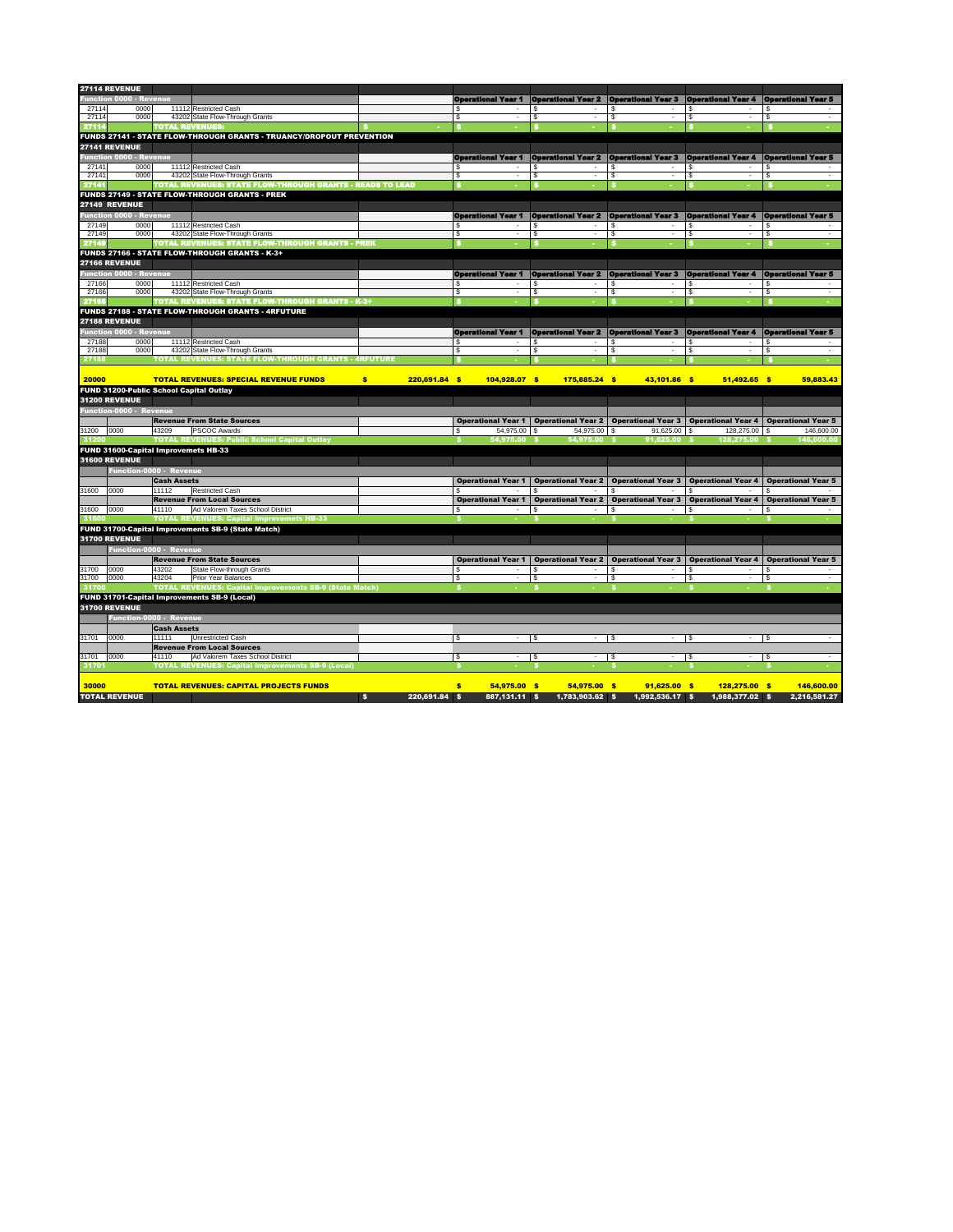| Fund | Function | Object | Description | Budget | Operational Year 1 | Operational Year 2 | Operational Year 3 | Operational Year 4 | Operational Year 5 |
|---|---|---|---|---|---|---|---|---|---|
| **27114 REVENUE** | | | | | | | | | |
| **Function 0000 - Revenue** | | | | | **Operational Year 1** | **Operational Year 2** | **Operational Year 3** | **Operational Year 4** | **Operational Year 5** |
| 27114 | 0000 | 11112 | Restricted Cash | | $ - | $ - | $ - | $ - | $ - |
| 27114 | 0000 | 43202 | State Flow-Through Grants | | $ - | $ - | $ - | $ - | $ - |
| **27114** | | | **TOTAL REVENUES:** | $ - | $ - | $ - | $ - | $ - | $ - |
| **FUNDS 27141 - STATE FLOW-THROUGH GRANTS - TRUANCY/DROPOUT PREVENTION** | | | | | | | | | |
| **27141 REVENUE** | | | | | | | | | |
| **Function 0000 - Revenue** | | | | | **Operational Year 1** | **Operational Year 2** | **Operational Year 3** | **Operational Year 4** | **Operational Year 5** |
| 27141 | 0000 | 11112 | Restricted Cash | | $ - | $ - | $ - | $ - | $ - |
| 27141 | 0000 | 43202 | State Flow-Through Grants | | $ - | $ - | $ - | $ - | $ - |
| **27141** | | | **TOTAL REVENUES: STATE FLOW-THROUGH GRANTS - READS TO LEAD** | | $ - | $ - | $ - | $ - | $ - |
| **FUNDS 27149 - STATE FLOW-THROUGH GRANTS - PREK** | | | | | | | | | |
| **27149 REVENUE** | | | | | | | | | |
| **Function 0000 - Revenue** | | | | | **Operational Year 1** | **Operational Year 2** | **Operational Year 3** | **Operational Year 4** | **Operational Year 5** |
| 27149 | 0000 | 11112 | Restricted Cash | | $ - | $ - | $ - | $ - | $ - |
| 27149 | 0000 | 43202 | State Flow-Through Grants | | $ - | $ - | $ - | $ - | $ - |
| **27149** | | | **TOTAL REVENUES: STATE FLOW-THROUGH GRANTS - PREK** | | $ - | $ - | $ - | $ - | $ - |
| **FUNDS 27166 - STATE FLOW-THROUGH GRANTS - K-3+** | | | | | | | | | |
| **27166 REVENUE** | | | | | | | | | |
| **Function 0000 - Revenue** | | | | | **Operational Year 1** | **Operational Year 2** | **Operational Year 3** | **Operational Year 4** | **Operational Year 5** |
| 27166 | 0000 | 11112 | Restricted Cash | | $ - | $ - | $ - | $ - | $ - |
| 27166 | 0000 | 43202 | State Flow-Through Grants | | $ - | $ - | $ - | $ - | $ - |
| **27166** | | | **TOTAL REVENUES: STATE FLOW-THROUGH GRANTS - K-3+** | | $ - | $ - | $ - | $ - | $ - |
| **FUNDS 27188 - STATE FLOW-THROUGH GRANTS - 4RFUTURE** | | | | | | | | | |
| **27188 REVENUE** | | | | | | | | | |
| **Function 0000 - Revenue** | | | | | **Operational Year 1** | **Operational Year 2** | **Operational Year 3** | **Operational Year 4** | **Operational Year 5** |
| 27188 | 0000 | 11112 | Restricted Cash | | $ - | $ - | $ - | $ - | $ - |
| 27188 | 0000 | 43202 | State Flow-Through Grants | | $ - | $ - | $ - | $ - | $ - |
| **27188** | | | **TOTAL REVENUES: STATE FLOW-THROUGH GRANTS - 4RFUTURE** | | $ - | $ - | $ - | $ - | $ - |
| **20000** | | | **TOTAL REVENUES: SPECIAL REVENUE FUNDS** | **$ 220,691.84** | **$ 104,928.07** | **$ 175,885.24** | **$ 43,101.86** | **$ 51,492.65** | **$ 59,883.43** |
| **FUND 31200-Public School Capital Outlay** | | | | | | | | | |
| **31200 REVENUE** | | | | | | | | | |
| **Function-0000 - Revenue** | | | | | | | | | |
| | | | **Revenue From State Sources** | | **Operational Year 1** | **Operational Year 2** | **Operational Year 3** | **Operational Year 4** | **Operational Year 5** |
| 31200 | 0000 | 43209 | PSCOC Awards | | $ 54,975.00 | $ 54,975.00 | $ 91,625.00 | $ 128,275.00 | $ 146,600.00 |
| **31200** | | | **TOTAL REVENUES: Public School Capital Outlay** | | $ 54,975.00 | $ 54,975.00 | $ 91,625.00 | $ 128,275.00 | $ 146,600.00 |
| **FUND 31600-Capital Improvements HB-33** | | | | | | | | | |
| **31600 REVENUE** | | | | | | | | | |
| **Function-0000 - Revenue** | | | | | | | | | |
| | | | **Cash Assets** | | **Operational Year 1** | **Operational Year 2** | **Operational Year 3** | **Operational Year 4** | **Operational Year 5** |
| 31600 | 0000 | 11112 | Restricted Cash | | $ - | $ - | $ - | $ - | $ - |
| | | | **Revenue From Local Sources** | | **Operational Year 1** | **Operational Year 2** | **Operational Year 3** | **Operational Year 4** | **Operational Year 5** |
| 31600 | 0000 | 41110 | Ad Valorem Taxes School District | | $ - | $ - | $ - | $ - | $ - |
| **31600** | | | **TOTAL REVENUES: Capital Improvemets HB-33** | | $ - | $ - | $ - | $ - | $ - |
| **FUND 31700-Capital Improvements SB-9 (State Match)** | | | | | | | | | |
| **31700 REVENUE** | | | | | | | | | |
| **Function-0000 - Revenue** | | | | | | | | | |
| | | | **Revenue From State Sources** | | **Operational Year 1** | **Operational Year 2** | **Operational Year 3** | **Operational Year 4** | **Operational Year 5** |
| 31700 | 0000 | 43202 | State Flow-through Grants | | $ - | $ - | $ - | $ - | $ - |
| 31700 | 0000 | 43204 | Prior Year Balances | | $ - | $ - | $ - | $ - | $ - |
| **31700** | | | **TOTAL REVENUES: Capital Improvements SB-9 (State Match)** | | $ - | $ - | $ - | $ - | $ - |
| **FUND 31701-Capital Improvements SB-9 (Local)** | | | | | | | | | |
| **31700 REVENUE** | | | | | | | | | |
| **Function-0000 - Revenue** | | | | | | | | | |
| | | | **Cash Assets** | | | | | | |
| 31701 | 0000 | 11111 | Unrestricted Cash | | $ - | $ - | $ - | $ - | $ - |
| | | | **Revenue From Local Sources** | | | | | | |
| 31701 | 0000 | 41110 | Ad Valorem Taxes School District | | $ - | $ - | $ - | $ - | $ - |
| **31701** | | | **TOTAL REVENUES: Capital Improvements SB-9 (Local)** | | $ - | $ - | $ - | $ - | $ - |
| **30000** | | | **TOTAL REVENUES: CAPITAL PROJECTS FUNDS** | | **$ 54,975.00** | **$ 54,975.00** | **$ 91,625.00** | **$ 128,275.00** | **$ 146,600.00** |
| **TOTAL REVENUE** | | | | **$ 220,691.84** | **$ 887,131.11** | **$ 1,783,903.62** | **$ 1,992,536.17** | **$ 1,988,377.02** | **$ 2,216,581.27** |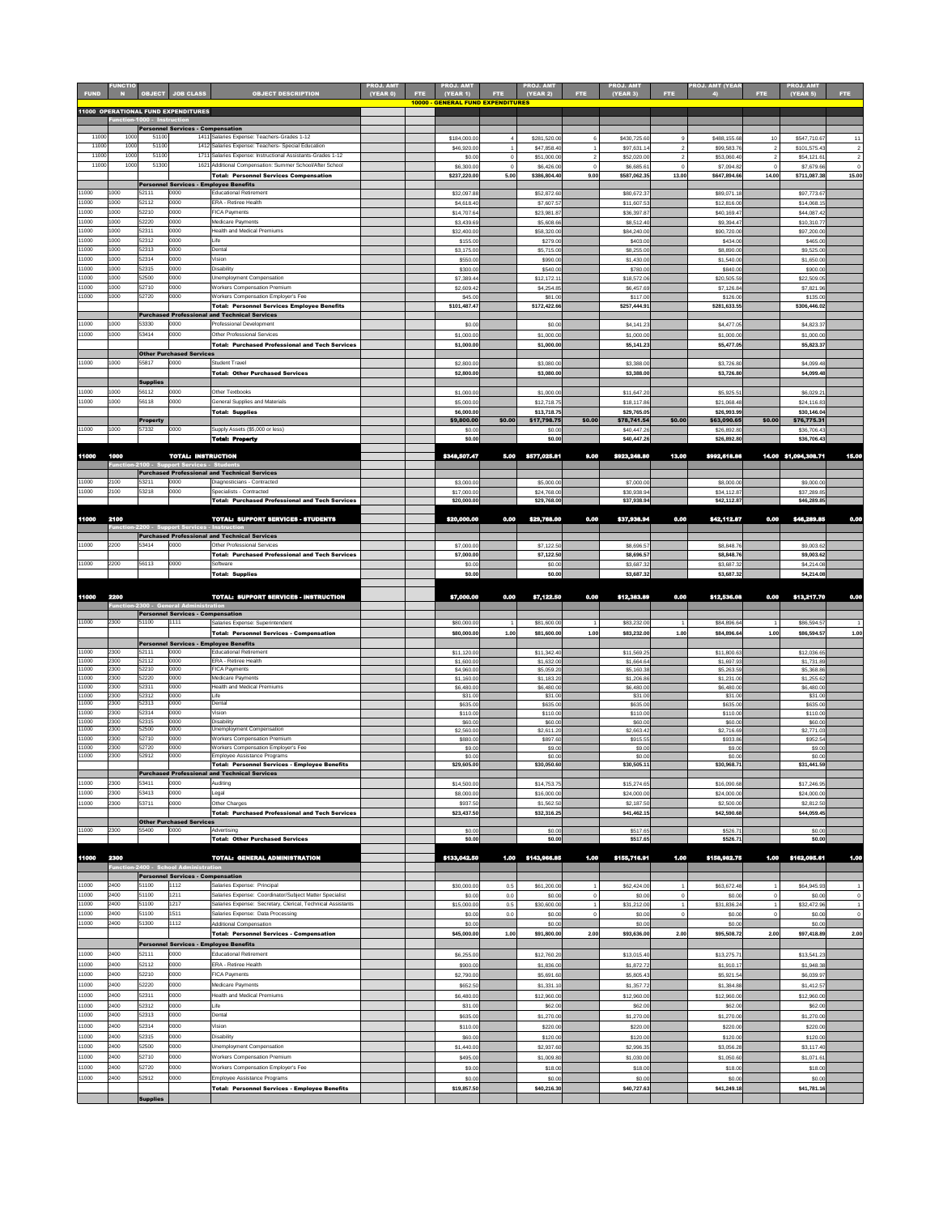| FUND | FUNCTION | OBJECT | JOB CLASS | OBJECT DESCRIPTION | PROJ. AMT (YEAR 0) | FTE | PROJ. AMT (YEAR 1) | FTE | PROJ. AMT (YEAR 2) | FTE | PROJ. AMT (YEAR 3) | FTE | PROJ. AMT (YEAR 4) | FTE | PROJ. AMT (YEAR 5) | FTE |
|---|---|---|---|---|---|---|---|---|---|---|---|---|---|---|---|---|
| | | | | | | | 10000 - GENERAL FUND EXPENDITURES | | | | | | | | | |
| 11000 OPERATIONAL FUND EXPENDITURES | | | | | | | | | | | | | | | | |
| | Function-1000 - Instruction | | | | | | | | | | | | | | | |
| | | Personnel Services - Compensation | | | | | | | | | | | | | | |
| 11000 | 1000 | 51100 | 1411 | Salaries Expense: Teachers-Grades 1-12 | | | $184,000.00 | 4 | $281,520.00 | 6 | $430,725.60 | 9 | $488,155.68 | 10 | $547,710.67 | 11 |
| 11000 | 1000 | 51100 | 1412 | Salaries Expense: Teachers- Special Education | | | $46,920.00 | 1 | $47,858.40 | 1 | $97,631.14 | 2 | $99,583.76 | 2 | $101,575.43 | 2 |
| 11000 | 1000 | 51100 | 1711 | Salaries Expense: Instructional Assistants-Grades 1-12 | | | $0.00 | 0 | $51,000.00 | 2 | $52,020.00 | 2 | $53,060.40 | 2 | $54,121.61 | 2 |
| 11000 | 1000 | 51300 | 1621 | Additional Compensation: Summer School/After School | | | $6,300.00 | 0 | $6,426.00 | 0 | $6,685.61 | 0 | $7,094.82 | 0 | $7,679.66 | 0 |
| | | | | Total: Personnel Services Compensation | | | $237,220.00 | 5.00 | $386,804.40 | 9.00 | $587,062.35 | 13.00 | $647,894.66 | 14.00 | $711,087.38 | 15.00 |
| | | Personnel Services - Employee Benefits | | | | | | | | | | | | | | |
| 11000 | 1000 | 52111 | 0000 | Educational Retirement | | | $32,097.88 | | $52,872.60 | | $80,672.37 | | $89,071.18 | | $97,773.67 | |
| 11000 | 1000 | 52112 | 0000 | ERA - Retiree Health | | | $4,618.40 | | $7,607.57 | | $11,607.53 | | $12,816.00 | | $14,068.15 | |
| 11000 | 1000 | 52210 | 0000 | FICA Payments | | | $14,707.64 | | $23,981.87 | | $36,397.87 | | $40,169.47 | | $44,087.42 | |
| 11000 | 1000 | 52220 | 0000 | Medicare Payments | | | $3,439.69 | | $5,608.66 | | $8,512.40 | | $9,394.47 | | $10,310.77 | |
| 11000 | 1000 | 52311 | 0000 | Health and Medical Premiums | | | $32,400.00 | | $58,320.00 | | $84,240.00 | | $90,720.00 | | $97,200.00 | |
| 11000 | 1000 | 52312 | 0000 | Life | | | $155.00 | | $279.00 | | $403.00 | | $434.00 | | $465.00 | |
| 11000 | 1000 | 52313 | 0000 | Dental | | | $3,175.00 | | $5,715.00 | | $8,255.00 | | $8,890.00 | | $9,525.00 | |
| 11000 | 1000 | 52314 | 0000 | Vision | | | $550.00 | | $990.00 | | $1,430.00 | | $1,540.00 | | $1,650.00 | |
| 11000 | 1000 | 52315 | 0000 | Disability | | | $300.00 | | $540.00 | | $780.00 | | $840.00 | | $900.00 | |
| 11000 | 1000 | 52500 | 0000 | Unemployment Compensation | | | $7,389.44 | | $12,172.11 | | $18,572.06 | | $20,505.59 | | $22,509.05 | |
| 11000 | 1000 | 52710 | 0000 | Workers Compensation Premium | | | $2,609.42 | | $4,254.85 | | $6,457.69 | | $7,126.84 | | $7,821.06 | |
| 11000 | 1000 | 52720 | 0000 | Workers Compensation Employer's Fee | | | $45.00 | | $81.00 | | $117.00 | | $126.00 | | $135.00 | |
| | | | | Total: Personnel Services Employee Benefits | | | $101,487.47 | | $172,422.66 | | $257,444.91 | | $281,633.55 | | $306,446.02 | |
| | | Purchased Professional and Technical Services | | | | | | | | | | | | | | |
| 11000 | 1000 | 53330 | 0000 | Professional Development | | | $0.00 | | $0.00 | | $4,141.23 | | $4,477.05 | | $4,823.37 | |
| 11000 | 1000 | 53414 | 0000 | Other Professional Services | | | $1,000.00 | | $1,000.00 | | $1,000.00 | | $1,000.00 | | $1,000.00 | |
| | | | | Total: Purchased Professional and Tech Services | | | $1,000.00 | | $1,000.00 | | $5,141.23 | | $5,477.05 | | $5,823.37 | |
| | | Other Purchased Services | | | | | | | | | | | | | | |
| 11000 | 1000 | 55817 | 0000 | Student Travel | | | $2,800.00 | | $3,080.00 | | $3,388.00 | | $3,726.80 | | $4,099.48 | |
| | | | | Total: Other Purchased Services | | | $2,800.00 | | $3,080.00 | | $3,388.00 | | $3,726.80 | | $4,099.48 | |
| | | Supplies | | | | | | | | | | | | | | |
| 11000 | 1000 | 56112 | 0000 | Other Textbooks | | | $1,000.00 | | $1,000.00 | | $11,647.20 | | $5,925.51 | | $6,029.21 | |
| 11000 | 1000 | 56118 | 0000 | General Supplies and Materials | | | $5,000.00 | | $12,718.75 | | $18,117.86 | | $21,068.48 | | $24,116.83 | |
| | | | | Total: Supplies | | | $6,000.00 | | $13,718.75 | | $29,765.05 | | $26,993.99 | | $30,146.04 | |
| | | Property | | | | | $9,800.00 | $0.00 | $17,798.75 | $0.00 | $78,741.54 | $0.00 | $63,090.65 | $0.00 | $76,775.31 | |
| 11000 | 1000 | 57332 | 0000 | Supply Assets ($5,000 or less) | | | $0.00 | | $0.00 | | $40,447.26 | | $26,892.80 | | $36,706.43 | |
| | | | | Total: Property | | | $0.00 | | $0.00 | | $40,447.26 | | $26,892.80 | | $36,706.43 | |
| 11000 | 1000 | | | TOTAL: INSTRUCTION | | | $348,507.47 | 5.00 | $577,025.81 | 9.00 | $923,248.80 | 13.00 | $992,618.86 | 14.00 | $1,094,308.71 | 15.00 |
| | Function-2100 - Support Services - Students | | | | | | | | | | | | | | | |
| | | Purchased Professional and Technical Services | | | | | | | | | | | | | | |
| 11000 | 2100 | 53211 | 0000 | Diagnosticians - Contracted | | | $3,000.00 | | $5,000.00 | | $7,000.00 | | $8,000.00 | | $9,000.00 | |
| 11000 | 2100 | 53218 | 0000 | Specialists - Contracted | | | $17,000.00 | | $24,768.00 | | $30,938.94 | | $34,112.87 | | $37,289.85 | |
| | | | | Total: Purchased Professional and Tech Services | | | $20,000.00 | | $29,768.00 | | $37,938.94 | | $42,112.87 | | $46,289.85 | |
| 11000 | 2100 | | | TOTAL: SUPPORT SERVICES - STUDENTS | | | $20,000.00 | 0.00 | $29,768.00 | 0.00 | $37,938.94 | 0.00 | $42,112.87 | 0.00 | $46,289.85 | 0.00 |
| | Function-2200 - Support Services - Instruction | | | | | | | | | | | | | | | |
| | | Purchased Professional and Technical Services | | | | | | | | | | | | | | |
| 11000 | 2200 | 53414 | 0000 | Other Professional Services | | | $7,000.00 | | $7,122.50 | | $8,696.57 | | $8,848.76 | | $9,003.62 | |
| | | | | Total: Purchased Professional and Tech Services | | | $7,000.00 | | $7,122.50 | | $8,696.57 | | $8,848.76 | | $9,003.62 | |
| 11000 | 2200 | 56113 | 0000 | Software | | | $0.00 | | $0.00 | | $3,687.32 | | $3,687.32 | | $4,214.08 | |
| | | | | Total: Supplies | | | $0.00 | | $0.00 | | $3,687.32 | | $3,687.32 | | $4,214.08 | |
| 11000 | 2200 | | | TOTAL: SUPPORT SERVICES - INSTRUCTION | | | $7,000.00 | 0.00 | $7,122.50 | 0.00 | $12,383.89 | 0.00 | $12,536.08 | 0.00 | $13,217.70 | 0.00 |
| | Function-2300 - General Administration | | | | | | | | | | | | | | | |
| | | Personnel Services - Compensation | | | | | | | | | | | | | | |
| 11000 | 2300 | 51100 | 1111 | Salaries Expense: Superintendent | | | $80,000.00 | 1 | $81,600.00 | 1 | $83,232.00 | 1 | $84,896.64 | 1 | $86,594.57 | 1 |
| | | | | Total: Personnel Services - Compensation | | | $80,000.00 | 1.00 | $81,600.00 | 1.00 | $83,232.00 | 1.00 | $84,896.64 | 1.00 | $86,594.57 | 1.00 |
| | | Personnel Services - Employee Benefits | | | | | | | | | | | | | | |
| 11000 | 2300 | 52111 | 0000 | Educational Retirement | | | $11,120.00 | | $11,342.40 | | $11,569.25 | | $11,800.63 | | $12,036.65 | |
| 11000 | 2300 | 52112 | 0000 | ERA - Retiree Health | | | $1,600.00 | | $1,632.00 | | $1,664.64 | | $1,697.93 | | $1,731.89 | |
| 11000 | 2300 | 52210 | 0000 | FICA Payments | | | $4,960.00 | | $5,059.20 | | $5,160.38 | | $5,263.59 | | $5,368.86 | |
| 11000 | 2300 | 52220 | 0000 | Medicare Payments | | | $1,160.00 | | $1,183.20 | | $1,206.86 | | $1,231.00 | | $1,255.62 | |
| 11000 | 2300 | 52311 | 0000 | Health and Medical Premiums | | | $6,480.00 | | $6,480.00 | | $6,480.00 | | $6,480.00 | | $6,480.00 | |
| 11000 | 2300 | 52312 | 0000 | Life | | | $31.00 | | $31.00 | | $31.00 | | $31.00 | | $31.00 | |
| 11000 | 2300 | 52313 | 0000 | Dental | | | $635.00 | | $635.00 | | $635.00 | | $635.00 | | $635.00 | |
| 11000 | 2300 | 52314 | 0000 | Vision | | | $110.00 | | $110.00 | | $110.00 | | $110.00 | | $110.00 | |
| 11000 | 2300 | 52315 | 0000 | Disability | | | $60.00 | | $60.00 | | $60.00 | | $60.00 | | $60.00 | |
| 11000 | 2300 | 52500 | 0000 | Unemployment Compensation | | | $2,560.00 | | $2,611.20 | | $2,663.42 | | $2,716.69 | | $2,771.03 | |
| 11000 | 2300 | 52710 | 0000 | Workers Compensation Premium | | | $880.00 | | $897.60 | | $915.55 | | $933.86 | | $952.54 | |
| 11000 | 2300 | 52720 | 0000 | Workers Compensation Employer's Fee | | | $9.00 | | $9.00 | | $9.00 | | $9.00 | | $9.00 | |
| 11000 | 2300 | 52912 | 0000 | Employee Assistance Programs | | | $0.00 | | $0.00 | | $0.00 | | $0.00 | | $0.00 | |
| | | | | Total: Personnel Services - Employee Benefits | | | $29,605.00 | | $30,050.60 | | $30,505.11 | | $30,968.71 | | $31,441.59 | |
| | | Purchased Professional and Technical Services | | | | | | | | | | | | | | |
| 11000 | 2300 | 53411 | 0000 | Auditing | | | $14,500.00 | | $14,753.75 | | $15,274.65 | | $16,090.68 | | $17,246.95 | |
| 11000 | 2300 | 53413 | 0000 | Legal | | | $8,000.00 | | $16,000.00 | | $24,000.00 | | $24,000.00 | | $24,000.00 | |
| 11000 | 2300 | 53711 | 0000 | Other Charges | | | $937.50 | | $1,562.50 | | $2,187.50 | | $2,500.00 | | $2,812.50 | |
| | | | | Total: Purchased Professional and Tech Services | | | $23,437.50 | | $32,316.25 | | $41,462.15 | | $42,590.68 | | $44,059.45 | |
| | | Other Purchased Services | | | | | | | | | | | | | | |
| 11000 | 2300 | 55400 | 0000 | Advertising | | | $0.00 | | $0.00 | | $517.65 | | $526.71 | | $0.00 | |
| | | | | Total: Other Purchased Services | | | $0.00 | | $0.00 | | $517.65 | | $526.71 | | $0.00 | |
| 11000 | 2300 | | | TOTAL: GENERAL ADMINISTRATION | | | $133,042.50 | 1.00 | $143,966.85 | 1.00 | $155,716.91 | 1.00 | $158,982.75 | 1.00 | $162,095.61 | 1.00 |
| | Function-2400 - School Administration | | | | | | | | | | | | | | | |
| | | Personnel Services - Compensation | | | | | | | | | | | | | | |
| 11000 | 2400 | 51100 | 1112 | Salaries Expense: Principal | | | $30,000.00 | 0.5 | $61,200.00 | 1 | $62,424.00 | 1 | $63,672.48 | 1 | $64,945.93 | 1 |
| 11000 | 2400 | 51100 | 1211 | Salaries Expense: Coordinator/Subject Matter Specialist | | | $0.00 | 0.0 | $0.00 | 0 | $0.00 | 0 | $0.00 | 0 | $0.00 | 0 |
| 11000 | 2400 | 51100 | 1217 | Salaries Expense: Secretary, Clerical, Technical Assistants | | | $15,000.00 | 0.5 | $30,600.00 | 1 | $31,212.00 | 1 | $31,836.24 | 1 | $32,472.96 | 1 |
| 11000 | 2400 | 51100 | 1511 | Salaries Expense: Data Processing | | | $0.00 | 0.0 | $0.00 | 0 | $0.00 | 0 | $0.00 | 0 | $0.00 | 0 |
| 11000 | 2400 | 51300 | 1112 | Additional Compensation | | | $0.00 | | $0.00 | | $0.00 | | $0.00 | | $0.00 | |
| | | | | Total: Personnel Services - Compensation | | | $45,000.00 | 1.00 | $91,800.00 | 2.00 | $93,636.00 | 2.00 | $95,508.72 | 2.00 | $97,418.89 | 2.00 |
| | | Personnel Services - Employee Benefits | | | | | | | | | | | | | | |
| 11000 | 2400 | 52111 | 0000 | Educational Retirement | | | $6,255.00 | | $12,760.20 | | $13,015.40 | | $13,275.71 | | $13,541.23 | |
| 11000 | 2400 | 52112 | 0000 | ERA - Retiree Health | | | $900.00 | | $1,836.00 | | $1,872.72 | | $1,910.17 | | $1,948.38 | |
| 11000 | 2400 | 52210 | 0000 | FICA Payments | | | $2,790.00 | | $5,691.60 | | $5,805.43 | | $5,921.54 | | $6,039.97 | |
| 11000 | 2400 | 52220 | 0000 | Medicare Payments | | | $652.50 | | $1,331.10 | | $1,357.72 | | $1,384.88 | | $1,412.57 | |
| 11000 | 2400 | 52311 | 0000 | Health and Medical Premiums | | | $6,480.00 | | $12,960.00 | | $12,960.00 | | $12,960.00 | | $12,960.00 | |
| 11000 | 2400 | 52312 | 0000 | Life | | | $31.00 | | $62.00 | | $62.00 | | $62.00 | | $62.00 | |
| 11000 | 2400 | 52313 | 0000 | Dental | | | $635.00 | | $1,270.00 | | $1,270.00 | | $1,270.00 | | $1,270.00 | |
| 11000 | 2400 | 52314 | 0000 | Vision | | | $110.00 | | $220.00 | | $220.00 | | $220.00 | | $220.00 | |
| 11000 | 2400 | 52315 | 0000 | Disability | | | $60.00 | | $120.00 | | $120.00 | | $120.00 | | $120.00 | |
| 11000 | 2400 | 52500 | 0000 | Unemployment Compensation | | | $1,440.00 | | $2,937.60 | | $2,996.35 | | $3,056.28 | | $3,117.40 | |
| 11000 | 2400 | 52710 | 0000 | Workers Compensation Premium | | | $495.00 | | $1,009.80 | | $1,030.00 | | $1,050.60 | | $1,071.61 | |
| 11000 | 2400 | 52720 | 0000 | Workers Compensation Employer's Fee | | | $9.00 | | $18.00 | | $18.00 | | $18.00 | | $18.00 | |
| 11000 | 2400 | 52912 | 0000 | Employee Assistance Programs | | | $0.00 | | $0.00 | | $0.00 | | $0.00 | | $0.00 | |
| | | | | Total: Personnel Services - Employee Benefits | | | $19,857.50 | | $40,216.30 | | $40,727.63 | | $41,249.18 | | $41,781.16 | |
| | | Supplies | | | | | | | | | | | | | | |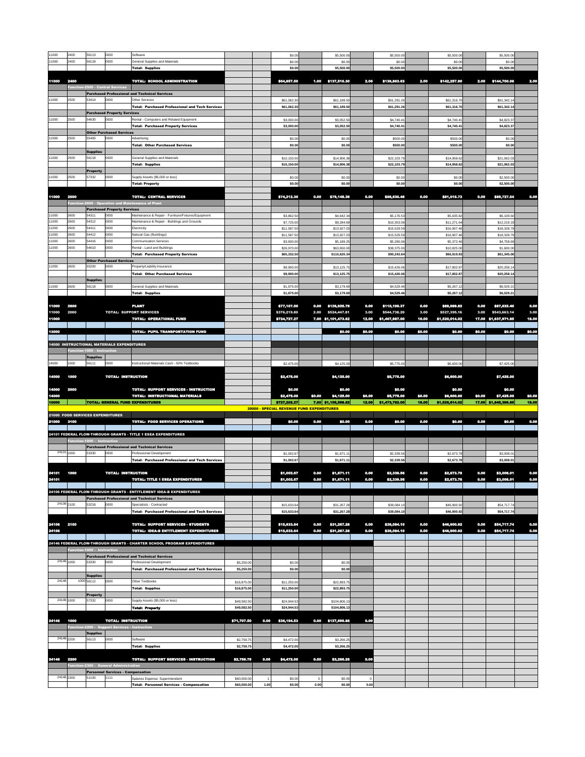| Fund | Function | Object | Sub | Description | | | | | | | | | | | | |
|---|---|---|---|---|---|---|---|---|---|---|---|---|---|---|---|---|
| 11000 | 2400 | 56113 | 0000 | Software | | | $0.00 | | $5,500.00 | | $5,500.00 | | $5,500.00 | | $5,500.00 | |
| 11000 | 2400 | 56118 | 0000 | General Supplies and Materials | | | $0.00 | | $0.00 | | $0.00 | | $0.00 | | $0.00 | |
| | | | | **Total: Supplies** | | | $0.00 | | $5,500.00 | | $5,500.00 | | $5,500.00 | | $5,500.00 | |
| **11000** | **2400** | | | **TOTAL: SCHOOL ADMINISTRATION** | | | **$64,657.50** | **1.00** | **$137,516.30** | **2.00** | **$139,863.63** | **2.00** | **$142,257.90** | **2.00** | **$144,700.06** | **2.00** |
| | **Function-2500 - Central Services** | | | | | | | | | | | | | | | |
| | | **Purchased Professional and Technical Services** | | | | | | | | | | | | | | |
| 11000 | 2500 | 53414 | 0000 | Other Services | | | $61,062.30 | | $61,189.50 | | $61,291.26 | | $61,316.70 | | $61,342.14 | |
| | | | | **Total: Purchased Professional and Tech Services** | | | $61,062.30 | | $61,189.50 | | $61,291.26 | | $61,316.70 | | $61,342.14 | |
| | | **Purchased Property Services** | | | | | | | | | | | | | | |
| 11000 | 2500 | 54630 | 0000 | Rental - Computers and Related Equipment | | | $3,000.00 | | $3,052.50 | | $4,740.41 | | $4,740.41 | | $4,823.37 | |
| | | | | **Total: Purchased Property Services** | | | $3,000.00 | | $3,052.50 | | $4,740.41 | | $4,740.41 | | $4,823.37 | |
| | | **Other Purchased Services** | | | | | | | | | | | | | | |
| 11000 | 2500 | 55400 | 0000 | Advertising | | | $0.00 | | $0.00 | | $500.00 | | $500.00 | | $0.00 | |
| | | | | **Total: Other Purchased Services** | | | $0.00 | | $0.00 | | $500.00 | | $500.00 | | $0.00 | |
| | | **Supplies** | | | | | | | | | | | | | | |
| 11000 | 2500 | 56118 | 0000 | General Supplies and Materials | | | $10,150.00 | | $14,906.38 | | $22,103.79 | | $14,958.62 | | $21,062.03 | |
| | | | | **Total: Supplies** | | | $10,150.00 | | $14,906.38 | | $22,103.79 | | $14,958.62 | | $21,062.03 | |
| | | **Property** | | | | | | | | | | | | | | |
| 11000 | 2500 | 57332 | 0000 | Supply Assets ($5,000 or less) | | | $0.00 | | $0.00 | | $0.00 | | $0.00 | | $2,500.00 | |
| | | | | **Total: Property** | | | $0.00 | | $0.00 | | $0.00 | | $0.00 | | $2,500.00 | |
| **11000** | **2500** | | | **TOTAL: CENTRAL SERVICES** | | | **$74,212.30** | **0.00** | **$79,148.38** | **0.00** | **$88,635.46** | **0.00** | **$81,515.73** | **0.00** | **$89,727.54** | **0.00** |
| | **Function-2600 - Operation and Maintenance of Plant** | | | | | | | | | | | | | | | |
| | | **Purchased Property Services** | | | | | | | | | | | | | | |
| 11000 | 2600 | 54311 | 0000 | Maintenance & Repair - Furniture/Fixtures/Equipment | | | $3,862.50 | | $4,642.34 | | $5,176.53 | | $5,635.82 | | $6,109.60 | |
| 11000 | 2600 | 54312 | 0000 | Maintenance & Repair - Buildings and Grounds | | | $7,725.00 | | $9,284.69 | | $10,353.06 | | $11,271.64 | | $12,219.19 | |
| 11000 | 2600 | 54411 | 0000 | Electricity | | | $11,587.50 | | $13,927.03 | | $15,529.59 | | $16,907.46 | | $18,328.79 | |
| 11000 | 2600 | 54412 | 0000 | Natural Gas (Buildings) | | | $11,587.50 | | $13,927.03 | | $15,529.59 | | $16,907.46 | | $18,328.79 | |
| 11000 | 2600 | 54416 | 0000 | Communication Services | | | $3,600.00 | | $5,189.25 | | $5,280.06 | | $5,372.46 | | $4,758.69 | |
| 11000 | 2600 | 54610 | 0000 | Rental - Land and Buildings | | | $26,970.00 | | $63,650.00 | | $38,375.00 | | $10,825.00 | | $1,600.00 | |
| | | | | **Total: Purchased Property Services** | | | $65,332.50 | | $110,620.34 | | $90,243.84 | | $66,919.83 | | $61,345.06 | |
| | | **Other Purchased Services** | | | | | | | | | | | | | | |
| 11000 | 2600 | 55200 | 0000 | Property/Liability Insurance | | | $9,900.00 | | $13,125.75 | | $15,426.06 | | $17,802.87 | | $20,258.14 | |
| | | | | **Total: Other Purchased Services** | | | $9,900.00 | | $13,125.75 | | $15,426.06 | | $17,802.87 | | $20,258.14 | |
| | | **Supplies** | | | | | | | | | | | | | | |
| 11000 | 2600 | 56118 | 0000 | General Supplies and Materials | | | $1,875.00 | | $3,179.69 | | $4,529.46 | | $5,267.12 | | $6,029.21 | |
| | | | | **Total: Supplies** | | | $1,875.00 | | $3,179.69 | | $4,529.46 | | $5,267.12 | | $6,029.21 | |
| **11000** | **2600** | | | **PLANT** | | | **$77,107.50** | **0.00** | **$126,925.78** | **0.00** | **$110,199.37** | **0.00** | **$89,989.82** | **0.00** | **$87,632.40** | **0.00** |
| **11000** | **2000** | | | **TOTAL: SUPPORT SERVICES** | | | **$376,219.80** | **2.00** | **$524,447.81** | **3.00** | **$544,738.20** | **3.00** | **$527,395.16** | **3.00** | **$543,663.14** | **3.00** |
| **11000** | | | | **TOTAL: OPERATIONAL FUND** | | | **$724,727.27** | **7.00** | **$1,101,473.62** | **12.00** | **$1,467,987.00** | **16.00** | **$1,520,014.02** | **17.00** | **$1,637,971.85** | **18.00** |
| **13000** | | | | **TOTAL: PUPIL TRANSPORTATION FUND** | | | | | **$0.00** | **$0.00** | **$0.00** | **$0.00** | **$0.00** | **$0.00** | **$0.00** | **$0.00** |
| **14000 INSTRUCTIONAL MATERIALS EXPENDITURES** | | | | | | | | | | | | | | | | |
| | **Function-1000 - Instruction** | | | | | | | | | | | | | | | |
| | | **Supplies** | | | | | | | | | | | | | | |
| 14000 | 1000 | 56111 | 0000 | Instructional Materials Cash - 50% Textbooks | | | $2,475.00 | | $4,125.00 | | $5,775.00 | | $6,600.00 | | $7,425.00 | |
| **14000** | **1000** | | | **TOTAL: INSTRUCTION** | | | **$2,475.00** | | **$4,125.00** | | **$5,775.00** | | **$6,600.00** | | **$7,425.00** | |
| **14000** | **2000** | | | **TOTAL: SUPPORT SERVICES - INSTRUCTION** | | | **$0.00** | | **$0.00** | | **$0.00** | | **$0.00** | | **$0.00** | |
| **14000** | | | | **TOTAL: INSTRUCTIONAL MATERIALS** | | | **$2,475.00** | **$0.00** | **$4,125.00** | **$0.00** | **$5,775.00** | **$0.00** | **$6,600.00** | **$0.00** | **$7,425.00** | **$0.00** |
| **10000** | | **TOTAL: GENERAL FUND EXPENDITURES** | | | | | **$727,202.27** | **7.00** | **$1,105,598.62** | **12.00** | **$1,473,762.00** | **16.00** | **$1,526,614.02** | **17.00** | **$1,645,396.85** | **18.00** |
| | | | | | | | **20000 - SPECIAL REVENUE FUND EXPENDITURES** | | | | | | | | | |
| **21000 FOOD SERVICES EXPENDITURES** | | | | | | | | | | | | | | | | |
| **21000** | **3100** | | | **TOTAL: FOOD SERVICES OPERATIONS** | | | **$0.00** | **0.00** | **$0.00** | **0.00** | **$0.00** | **0.00** | **$0.00** | **0.00** | **$0.00** | **0.00** |
| **24101 FEDERAL FLOW-THROUGH GRANTS - TITLE 1 ESEA EXPENDITURES** | | | | | | | | | | | | | | | | |
| | **Function-1000 - Instruction** | | | | | | | | | | | | | | | |
| | | **Purchased Professional and Technical Services** | | | | | | | | | | | | | | |
| 24101 | 1000 | 53330 | 0000 | Professional Development | | | $1,002.67 | | $1,671.11 | | $2,339.56 | | $2,673.78 | | $3,008.01 | |
| | | | | **Total: Purchased Professional and Tech Services** | | | $1,002.67 | | $1,671.11 | | $2,339.56 | | $2,673.78 | | $3,008.01 | |
| **24101** | **1000** | | | **TOTAL: INSTRUCTION** | | | **$1,002.67** | **0.00** | **$1,671.11** | **0.00** | **$2,339.56** | **0.00** | **$2,673.78** | **0.00** | **$3,008.01** | **0.00** |
| **24101** | | | | **TOTAL: TITLE 1 ESEA EXPENDITURES** | | | **$1,002.67** | **0.00** | **$1,671.11** | **0.00** | **$2,339.56** | **0.00** | **$2,673.78** | **0.00** | **$3,008.01** | **0.00** |
| **24106 FEDERAL FLOW-THROUGH GRANTS - ENTITLEMENT IDEA-B EXPENDITURES** | | | | | | | | | | | | | | | | |
| | | **Purchased Professional and Technical Services** | | | | | | | | | | | | | | |
| 24106 | 2100 | 53218 | 0000 | Specialists - Contracted | | | $15,633.64 | | $31,267.28 | | $39,084.10 | | $46,900.92 | | $54,717.74 | |
| | | | | **Total: Purchased Professional and Tech Services** | | | $15,633.64 | | $31,267.28 | | $39,084.10 | | $46,900.92 | | $54,717.74 | |
| **24106** | **2100** | | | **TOTAL: SUPPORT SERVICES - STUDENTS** | | | **$15,633.64** | **0.00** | **$31,267.28** | **0.00** | **$39,084.10** | **0.00** | **$46,900.92** | **0.00** | **$54,717.74** | **0.00** |
| **24106** | | | | **TOTAL: IDEA-B ENTITLEMENT EXPENDITURES** | | | **$15,633.64** | **0.00** | **$31,267.28** | **0.00** | **$39,084.10** | **0.00** | **$46,900.92** | **0.00** | **$54,717.74** | **0.00** |
| **24146 FEDERAL FLOW-THROUGH GRANTS - CHARTER SCHOOL PROGRAM EXPENDITURES** | | | | | | | | | | | | | | | | |
| | **Function-1000 - Instruction** | | | | | | | | | | | | | | | |
| | | **Purchased Professional and Technical Services** | | | | | | | | | | | | | | |
| 24146 | 1000 | 53330 | 0000 | Professional Development | $5,250.00 | | $0.00 | | $0.00 | | | | | | | |
| | | | | **Total: Purchased Professional and Tech Services** | $5,250.00 | | $0.00 | | $0.00 | | | | | | | |
| | | **Supplies** | | | | | | | | | | | | | | |
| 24146 | 1000 | 56112 | 0000 | Other Textbooks | $16,875.00 | | $11,250.00 | | $22,893.75 | | | | | | | |
| | | | | **Total: Supplies** | $16,875.00 | | $11,250.00 | | $22,893.75 | | | | | | | |
| | | **Property** | | | | | | | | | | | | | | |
| 24146 | 1000 | 57332 | 0000 | Supply Assets ($5,000 or less) | $49,582.50 | | $24,944.53 | | $104,806.13 | | | | | | | |
| | | | | **Total: Property** | $49,582.50 | | $24,944.53 | | $104,806.13 | | | | | | | |
| **24146** | **1000** | | | **TOTAL: INSTRUCTION** | **$71,707.50** | **0.00** | **$36,194.53** | **0.00** | **$127,699.88** | **0.00** | | | | | | |
| | **Function-2200 - Support Services - Instruction** | | | | | | | | | | | | | | | |
| | | **Supplies** | | | | | | | | | | | | | | |
| 24146 | 2200 | 56113 | 0000 | Software | $2,759.75 | | $4,472.00 | | $3,266.25 | | | | | | | |
| | | | | **Total: Supplies** | $2,759.75 | | $4,472.00 | | $3,266.25 | | | | | | | |
| **24146** | **2200** | | | **TOTAL: SUPPORT SERVICES - INSTRUCTION** | **$2,759.75** | **0.00** | **$4,472.00** | **0.00** | **$3,266.25** | **0.00** | | | | | | |
| | **Function-2300 - General Administration** | | | | | | | | | | | | | | | |
| | | **Personnel Services - Compensation** | | | | | | | | | | | | | | |
| 24146 | 2300 | 51100 | 1111 | Salaries Expense: Superintendent | $60,000.00 | 1 | $0.00 | 0 | $0.00 | 0 | | | | | | |
| | | | | **Total: Personnel Services - Compensation** | $60,000.00 | 1.00 | $0.00 | 0.00 | $0.00 | 0.00 | | | | | | |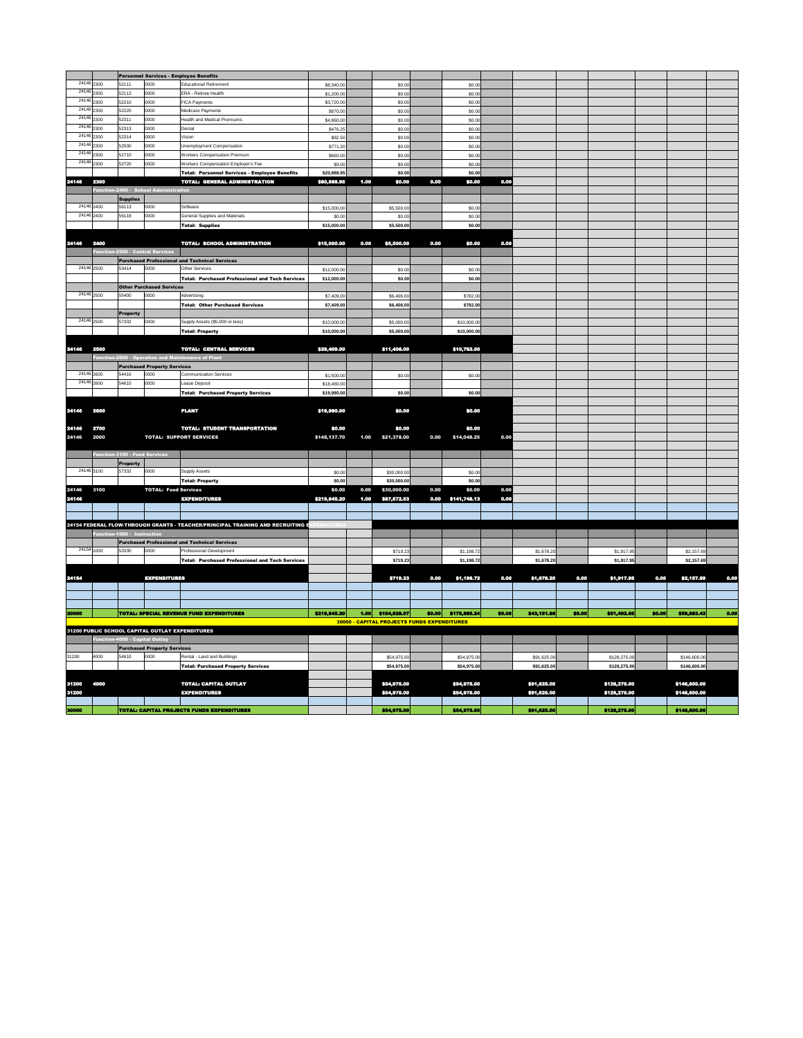| | | | | | | | | | | | | | | | | | |
|---|---|---|---|---|---|---|---|---|---|---|---|---|---|---|---|---|---|
| | | **Personnel Services - Employee Benefits** | | | | | | | | | | | | | | | |
| 24146 | 2300 | 52111 | 0000 | Educational Retirement | $8,340.00 | | $0.00 | | $0.00 | | | | | | | | |
| 24146 | 2300 | 52112 | 0000 | ERA - Retiree Health | $1,200.00 | | $0.00 | | $0.00 | | | | | | | | |
| 24146 | 2300 | 52210 | 0000 | FICA Payments | $3,720.00 | | $0.00 | | $0.00 | | | | | | | | |
| 24146 | 2300 | 52220 | 0000 | Medicare Payments | $870.00 | | $0.00 | | $0.00 | | | | | | | | |
| 24146 | 2300 | 52311 | 0000 | Health and Medical Premiums | $4,860.00 | | $0.00 | | $0.00 | | | | | | | | |
| 24146 | 2300 | 52313 | 0000 | Dental | $476.25 | | $0.00 | | $0.00 | | | | | | | | |
| 24146 | 2300 | 52314 | 0000 | Vision | $82.50 | | $0.00 | | $0.00 | | | | | | | | |
| 24146 | 2300 | 52500 | 0000 | Unemployment Compensation | $771.20 | | $0.00 | | $0.00 | | | | | | | | |
| 24146 | 2300 | 52710 | 0000 | Workers Compensation Premium | $660.00 | | $0.00 | | $0.00 | | | | | | | | |
| 24146 | 2300 | 52720 | 0000 | Workers Compensation Employer's Fee | $9.00 | | $0.00 | | $0.00 | | | | | | | | |
| | | | | **Total: Personnel Services - Employee Benefits** | **$20,988.95** | | **$0.00** | | **$0.00** | | | | | | | | |
| **24146** | **2300** | | | **TOTAL: GENERAL ADMINISTRATION** | **$80,988.95** | **1.00** | **$0.00** | **0.00** | **$0.00** | **0.00** | | | | | | | |
| | **Function-2400 - School Administration** | | | | | | | | | | | | | | | | |
| | | **Supplies** | | | | | | | | | | | | | | | |
| 24146 | 2400 | 56113 | 0000 | Software | $15,000.00 | | $5,500.00 | | $0.00 | | | | | | | | |
| 24146 | 2400 | 56118 | 0000 | General Supplies and Materials | $0.00 | | $0.00 | | $0.00 | | | | | | | | |
| | | | | **Total: Supplies** | **$15,000.00** | | **$5,500.00** | | **$0.00** | | | | | | | | |
| **24146** | **2400** | | | **TOTAL: SCHOOL ADMINISTRATION** | **$15,000.00** | **0.00** | **$5,500.00** | **0.00** | **$0.00** | **0.00** | | | | | | | |
| | **Function-2500 - Central Services** | | | | | | | | | | | | | | | | |
| | | **Purchased Professional and Technical Services** | | | | | | | | | | | | | | | |
| 24146 | 2500 | 53414 | 0000 | Other Services | $12,000.00 | | $0.00 | | $0.00 | | | | | | | | |
| | | | | **Total: Purchased Professional and Tech Services** | **$12,000.00** | | **$0.00** | | **$0.00** | | | | | | | | |
| | | **Other Purchased Services** | | | | | | | | | | | | | | | |
| 24146 | 2500 | 55400 | 0000 | Advertising | $7,409.00 | | $6,406.00 | | $782.00 | | | | | | | | |
| | | | | **Total: Other Purchased Services** | **$7,409.00** | | **$6,406.00** | | **$782.00** | | | | | | | | |
| | | **Property** | | | | | | | | | | | | | | | |
| 24146 | 2500 | 57332 | 0000 | Supply Assets ($5,000 or less) | $10,000.00 | | $5,000.00 | | $10,000.00 | | | | | | | | |
| | | | | **Total: Property** | **$10,000.00** | | **$5,000.00** | | **$10,000.00** | | | | | | | | |
| **24146** | **2500** | | | **TOTAL: CENTRAL SERVICES** | **$29,409.00** | | **$11,406.00** | | **$10,782.00** | | | | | | | | |
| | **Function-2600 - Operation and Maintenance of Plant** | | | | | | | | | | | | | | | | |
| | | **Purchased Property Services** | | | | | | | | | | | | | | | |
| 24146 | 2600 | 54416 | 0000 | Communication Services | $1,500.00 | | $0.00 | | $0.00 | | | | | | | | |
| 24146 | 2600 | 54610 | 0000 | Lease Deposit | $18,480.00 | | | | | | | | | | | | |
| | | | | **Total: Purchased Property Services** | **$19,980.00** | | **$0.00** | | **$0.00** | | | | | | | | |
| **24146** | **2600** | | | **PLANT** | **$19,980.00** | | **$0.00** | | **$0.00** | | | | | | | | |
| **24146** | **2700** | | | **TOTAL: STUDENT TRANSPORTATION** | **$0.00** | | **$0.00** | | **$0.00** | | | | | | | | |
| **24146** | **2000** | | **TOTAL: SUPPORT SERVICES** | | **$148,137.70** | **1.00** | **$21,378.00** | **0.00** | **$14,048.25** | **0.00** | | | | | | | |
| | **Function-3100 - Food Services** | | | | | | | | | | | | | | | | |
| | | **Property** | | | | | | | | | | | | | | | |
| 24146 | 3100 | 57332 | 0000 | Supply Assets | $0.00 | | $30,000.00 | | $0.00 | | | | | | | | |
| | | | | **Total: Property** | **$0.00** | | **$30,000.00** | | **$0.00** | | | | | | | | |
| **24146** | **3100** | | **TOTAL: Food Services** | | **$0.00** | **0.00** | **$30,000.00** | **0.00** | **$0.00** | **0.00** | | | | | | | |
| **24146** | | | | **EXPENDITURES** | **$219,845.20** | **1.00** | **$87,572.53** | **0.00** | **$141,748.13** | **0.00** | | | | | | | |
| **24154 FEDERAL FLOW-THROUGH GRANTS - TEACHER/PRINCIPAL TRAINING AND RECRUITING EXPENDITURES** | | | | | | | | | | | | | | | | | |
| | **Function-1000 - Instruction** | | | | | | | | | | | | | | | | |
| | | **Purchased Professional and Technical Services** | | | | | | | | | | | | | | | |
| 24154 | 1000 | 53330 | 0000 | Professional Development | | | $719.23 | | $1,198.72 | | $1,678.20 | | $1,917.95 | | $2,157.69 | | |
| | | | | **Total: Purchased Professional and Tech Services** | | | **$719.23** | | **$1,198.72** | | **$1,678.20** | | **$1,917.95** | | **$2,157.69** | | |
| **24154** | | | **EXPENDITURES** | | | | **$719.23** | **0.00** | **$1,198.72** | **0.00** | **$1,678.20** | **0.00** | **$1,917.95** | **0.00** | **$2,157.69** | **0.00** | |
| **20000** | | **TOTAL: SPECIAL REVENUE FUND EXPENDITURES** | | | **$219,845.20** | **1.00** | **$104,928.07** | **$0.00** | **$175,885.24** | **$0.00** | **$43,101.86** | **$0.00** | **$51,492.65** | **$0.00** | **$59,883.43** | **0.00** | |
| | | | | | | | **30000 - CAPITAL PROJECTS FUNDS EXPENDITURES** | | | | | | | | | | |
| **31200 PUBLIC SCHOOL CAPITAL OUTLAY EXPENDITURES** | | | | | | | | | | | | | | | | | |
| | **Function-4000 - Capital Outlay** | | | | | | | | | | | | | | | | |
| | | **Purchased Property Services** | | | | | | | | | | | | | | | |
| 31200 | 4000 | 54610 | 0000 | Rental - Land and Buildings | | | $54,975.00 | | $54,975.00 | | $91,625.00 | | $128,275.00 | | $146,600.00 | | |
| | | | | **Total: Purchased Property Services** | | | **$54,975.00** | | **$54,975.00** | | **$91,625.00** | | **$128,275.00** | | **$146,600.00** | | |
| **31200** | **4000** | | | **TOTAL: CAPITAL OUTLAY** | | | **$54,975.00** | | **$54,975.00** | | **$91,625.00** | | **$128,275.00** | | **$146,600.00** | | |
| **31200** | | | | **EXPENDITURES** | | | **$54,975.00** | | **$54,975.00** | | **$91,625.00** | | **$128,275.00** | | **$146,600.00** | | |
| **30000** | | **TOTAL: CAPITAL PROJECTS FUNDS EXPENDITURES** | | | | | **$54,975.00** | | **$54,975.00** | | **$91,625.00** | | **$128,275.00** | | **$146,600.00** | | |